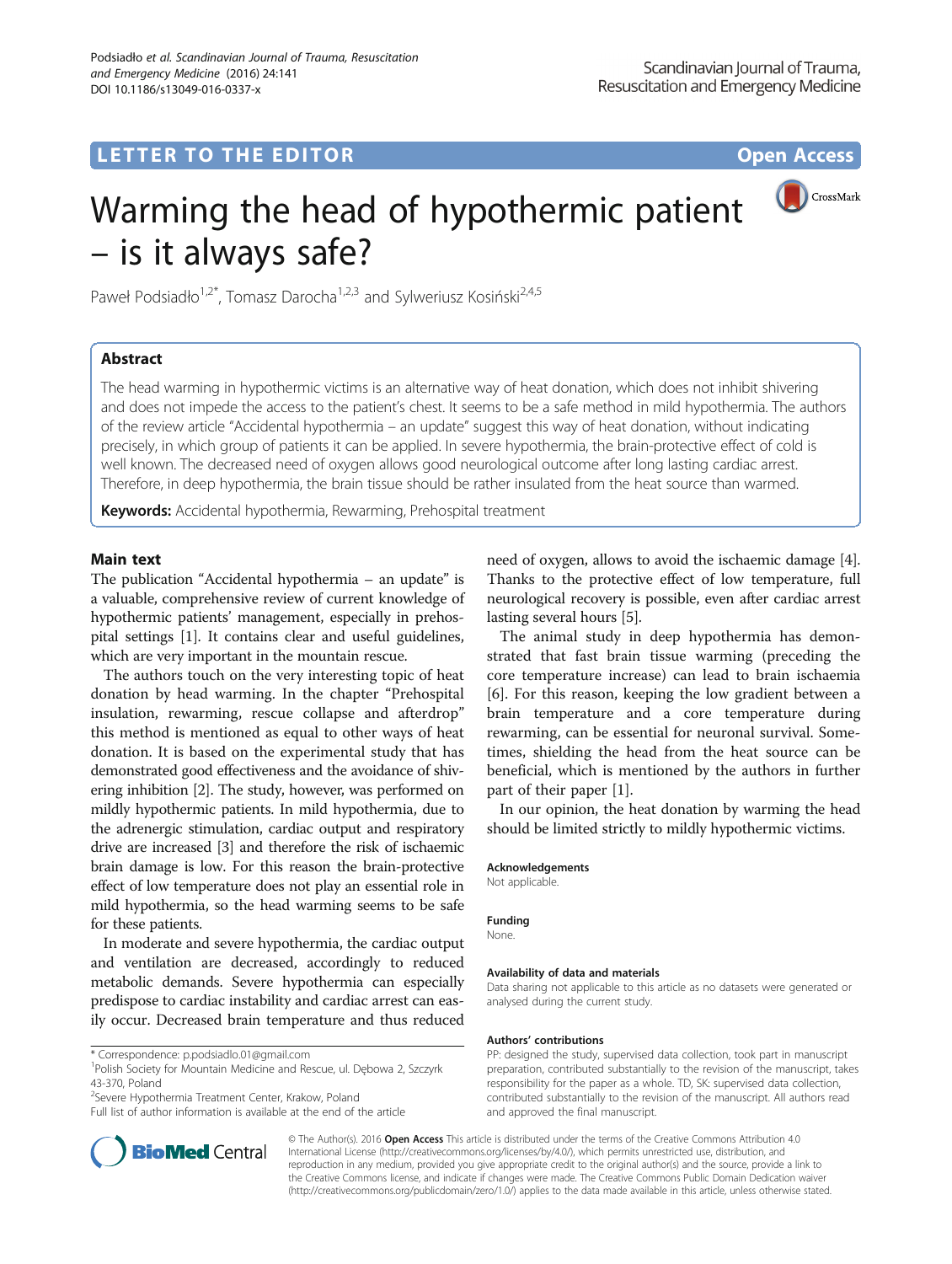LETTER TO THE EDITOR

Open Access

# Warming the head of hypothermic patient – is it always safe?

Paweł Podsiadło[1,2*], Tomasz Darocha[1,2,3] and Sylweriusz Kosiński[2,4,5]

## Abstract

The head warming in hypothermic victims is an alternative way of heat donation, which does not inhibit shivering and does not impede the access to the patient's chest. It seems to be a safe method in mild hypothermia. The authors of the review article "Accidental hypothermia – an update" suggest this way of heat donation, without indicating precisely, in which group of patients it can be applied. In severe hypothermia, the brain-protective effect of cold is well known. The decreased need of oxygen allows good neurological outcome after long lasting cardiac arrest. Therefore, in deep hypothermia, the brain tissue should be rather insulated from the heat source than warmed.

**Keywords:** Accidental hypothermia, Rewarming, Prehospital treatment

## Main text

The publication "Accidental hypothermia – an update" is a valuable, comprehensive review of current knowledge of hypothermic patients' management, especially in prehospital settings [1]. It contains clear and useful guidelines, which are very important in the mountain rescue.

The authors touch on the very interesting topic of heat donation by head warming. In the chapter "Prehospital insulation, rewarming, rescue collapse and afterdrop" this method is mentioned as equal to other ways of heat donation. It is based on the experimental study that has demonstrated good effectiveness and the avoidance of shivering inhibition [2]. The study, however, was performed on mildly hypothermic patients. In mild hypothermia, due to the adrenergic stimulation, cardiac output and respiratory drive are increased [3] and therefore the risk of ischaemic brain damage is low. For this reason the brain-protective effect of low temperature does not play an essential role in mild hypothermia, so the head warming seems to be safe for these patients.

In moderate and severe hypothermia, the cardiac output and ventilation are decreased, accordingly to reduced metabolic demands. Severe hypothermia can especially predispose to cardiac instability and cardiac arrest can easily occur. Decreased brain temperature and thus reduced need of oxygen, allows to avoid the ischaemic damage [4]. Thanks to the protective effect of low temperature, full neurological recovery is possible, even after cardiac arrest lasting several hours [5].

The animal study in deep hypothermia has demonstrated that fast brain tissue warming (preceding the core temperature increase) can lead to brain ischaemia [6]. For this reason, keeping the low gradient between a brain temperature and a core temperature during rewarming, can be essential for neuronal survival. Sometimes, shielding the head from the heat source can be beneficial, which is mentioned by the authors in further part of their paper [1].

In our opinion, the heat donation by warming the head should be limited strictly to mildly hypothermic victims.

### Acknowledgements

Not applicable.

### Funding

None.

### Availability of data and materials

Data sharing not applicable to this article as no datasets were generated or analysed during the current study.

### Authors' contributions

PP: designed the study, supervised data collection, took part in manuscript preparation, contributed substantially to the revision of the manuscript, takes responsibility for the paper as a whole. TD, SK: supervised data collection, contributed substantially to the revision of the manuscript. All authors read and approved the final manuscript.

\* Correspondence: p.podsiadlo.01@gmail.com

[1]Polish Society for Mountain Medicine and Rescue, ul. Dębowa 2, Szczyrk 43-370, Poland

[2]Severe Hypothermia Treatment Center, Krakow, Poland

Full list of author information is available at the end of the article

© The Author(s). 2016 **Open Access** This article is distributed under the terms of the Creative Commons Attribution 4.0 International License (http://creativecommons.org/licenses/by/4.0/), which permits unrestricted use, distribution, and reproduction in any medium, provided you give appropriate credit to the original author(s) and the source, provide a link to the Creative Commons license, and indicate if changes were made. The Creative Commons Public Domain Dedication waiver (http://creativecommons.org/publicdomain/zero/1.0/) applies to the data made available in this article, unless otherwise stated.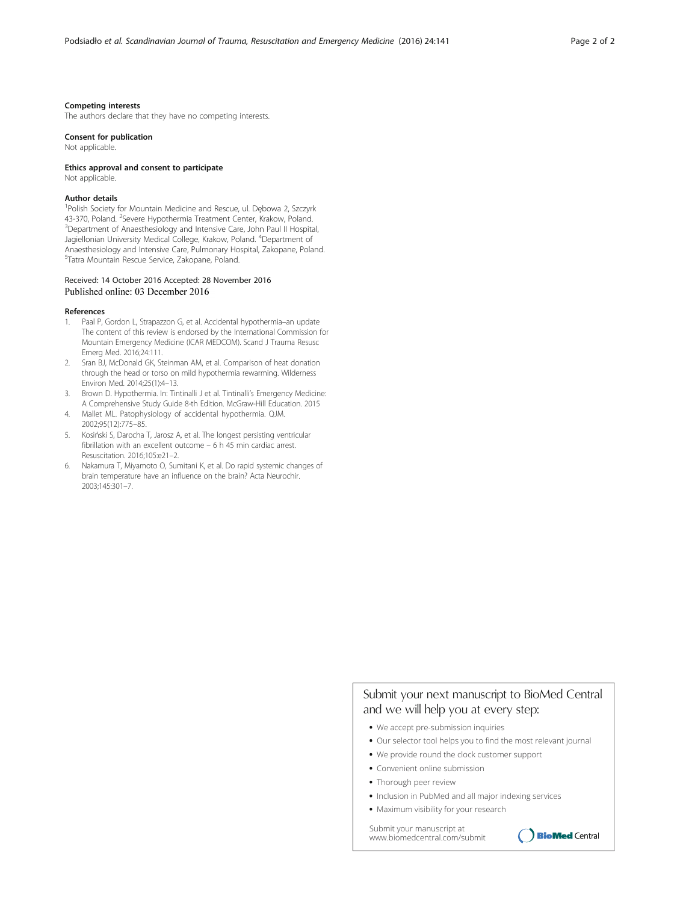#### Competing interests
The authors declare that they have no competing interests.

#### Consent for publication
Not applicable.

#### Ethics approval and consent to participate
Not applicable.

#### Author details
[1]Polish Society for Mountain Medicine and Rescue, ul. Dębowa 2, Szczyrk 43-370, Poland. [2]Severe Hypothermia Treatment Center, Krakow, Poland. [3]Department of Anaesthesiology and Intensive Care, John Paul II Hospital, Jagiellonian University Medical College, Krakow, Poland. [4]Department of Anaesthesiology and Intensive Care, Pulmonary Hospital, Zakopane, Poland. [5]Tatra Mountain Rescue Service, Zakopane, Poland.

Received: 14 October 2016 Accepted: 28 November 2016
Published online: 03 December 2016

#### References
1. Paal P, Gordon L, Strapazzon G, et al. Accidental hypothermia–an update The content of this review is endorsed by the International Commission for Mountain Emergency Medicine (ICAR MEDCOM). Scand J Trauma Resusc Emerg Med. 2016;24:111.
2. Sran BJ, McDonald GK, Steinman AM, et al. Comparison of heat donation through the head or torso on mild hypothermia rewarming. Wilderness Environ Med. 2014;25(1):4–13.
3. Brown D. Hypothermia. In: Tintinalli J et al. Tintinalli's Emergency Medicine: A Comprehensive Study Guide 8-th Edition. McGraw-Hill Education. 2015
4. Mallet ML. Patophysiology of accidental hypothermia. QJM. 2002;95(12):775–85.
5. Kosiński S, Darocha T, Jarosz A, et al. The longest persisting ventricular fibrillation with an excellent outcome – 6 h 45 min cardiac arrest. Resuscitation. 2016;105:e21–2.
6. Nakamura T, Miyamoto O, Sumitani K, et al. Do rapid systemic changes of brain temperature have an influence on the brain? Acta Neurochir. 2003;145:301–7.

Submit your next manuscript to BioMed Central and we will help you at every step:

- We accept pre-submission inquiries
- Our selector tool helps you to find the most relevant journal
- We provide round the clock customer support
- Convenient online submission
- Thorough peer review
- Inclusion in PubMed and all major indexing services
- Maximum visibility for your research

Submit your manuscript at
www.biomedcentral.com/submit

BioMed Central